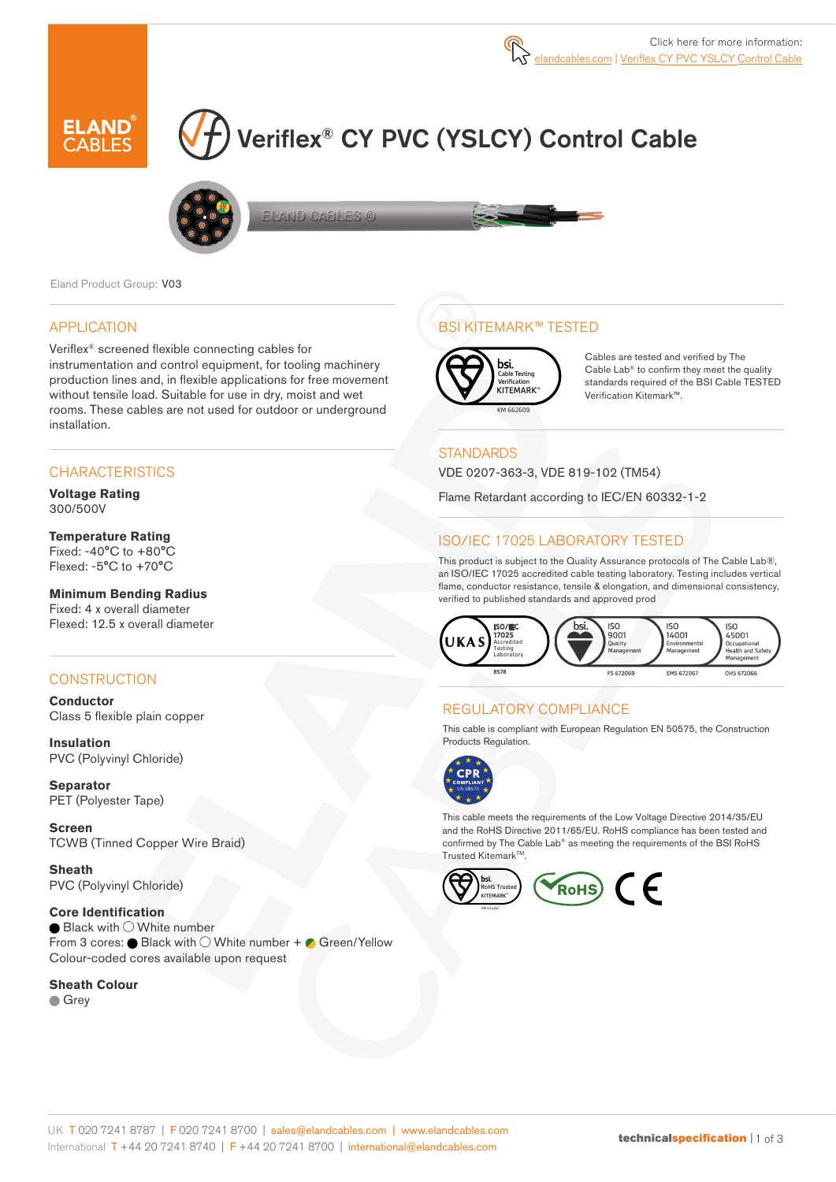Click here for more information: elandcables.com | Veriflex CY PVC YSLCY Control Cable

# Veriflex® CY PVC (YSLCY) Control Cable

Eland Product Group: V03

## APPLICATION

Veriflex® screened flexible connecting cables for instrumentation and control equipment, for tooling machinery production lines and, in flexible applications for free movement without tensile load. Suitable for use in dry, moist and wet rooms. These cables are not used for outdoor or underground installation.

## CHARACTERISTICS

**Voltage Rating**
300/500V

**Temperature Rating**
Fixed: -40°C to +80°C
Flexed: -5°C to +70°C

**Minimum Bending Radius**
Fixed: 4 x overall diameter
Flexed: 12.5 x overall diameter

## CONSTRUCTION

**Conductor**
Class 5 flexible plain copper

**Insulation**
PVC (Polyvinyl Chloride)

**Separator**
PET (Polyester Tape)

**Screen**
TCWB (Tinned Copper Wire Braid)

**Sheath**
PVC (Polyvinyl Chloride)

**Core Identification**
● Black with ○ White number
From 3 cores: ● Black with ○ White number + Green/Yellow
Colour-coded cores available upon request

**Sheath Colour**
● Grey

## BSI KITEMARK™ TESTED

KM 662609

Cables are tested and verified by The Cable Lab® to confirm they meet the quality standards required of the BSI Cable TESTED Verification Kitemark™.

## STANDARDS

VDE 0207-363-3, VDE 819-102 (TM54)

Flame Retardant according to IEC/EN 60332-1-2

## ISO/IEC 17025 LABORATORY TESTED

This product is subject to the Quality Assurance protocols of The Cable Lab®, an ISO/IEC 17025 accredited cable testing laboratory. Testing includes vertical flame, conductor resistance, tensile & elongation, and dimensional consistency, verified to published standards and approved prod

UKAS ISO/IEC 17025 Accredited Testing Laboratory 8578 | ISO 9001 Quality Management FS 672069 | ISO 14001 Environmental Management EMS 672067 | ISO 45001 Occupational Health and Safety Management OHS 672066

## REGULATORY COMPLIANCE

This cable is compliant with European Regulation EN 50575, the Construction Products Regulation.

This cable meets the requirements of the Low Voltage Directive 2014/35/EU and the RoHS Directive 2011/65/EU. RoHS compliance has been tested and confirmed by The Cable Lab® as meeting the requirements of the BSI RoHS Trusted Kitemark™.

UK T 020 7241 8787 | F 020 7241 8700 | sales@elandcables.com | www.elandcables.com
International T +44 20 7241 8740 | F +44 20 7241 8700 | international@elandcables.com

technicalspecification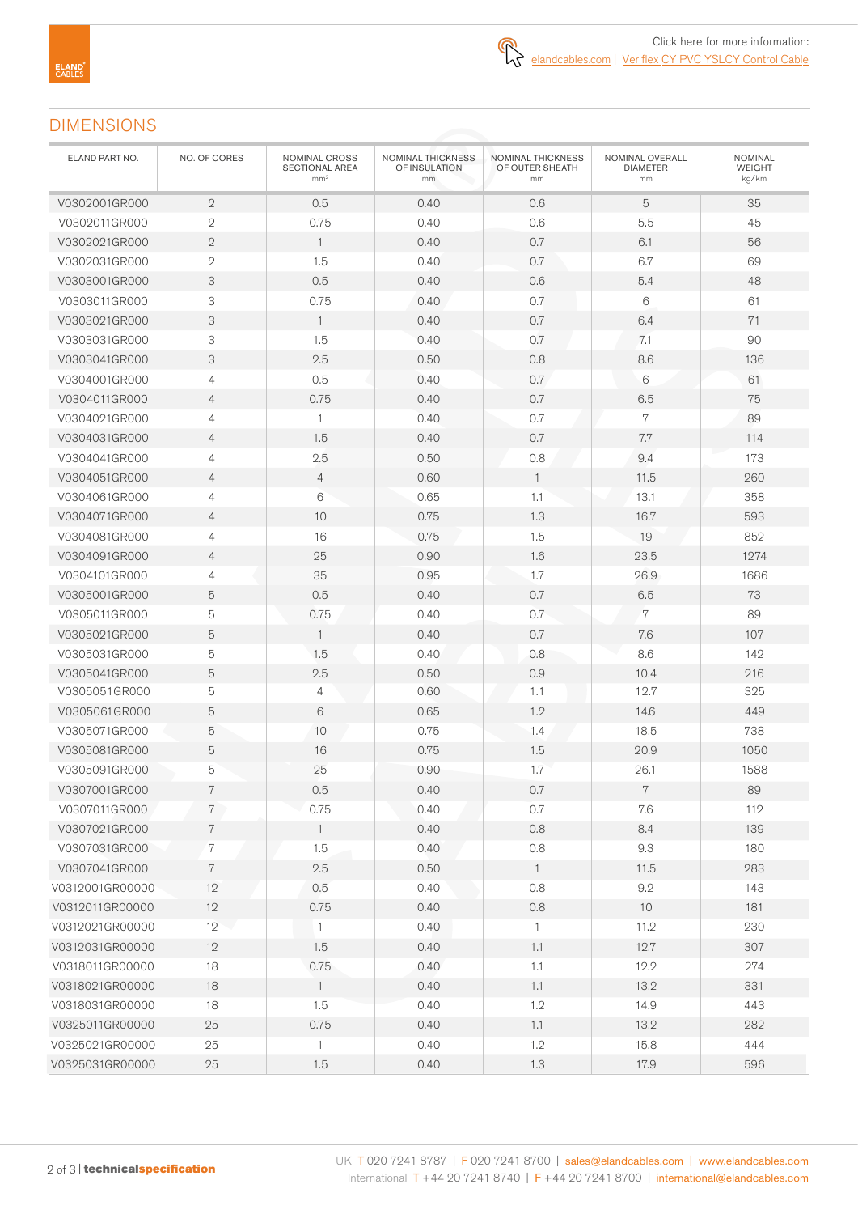Click here for more information: elandcables.com | Veriflex CY PVC YSLCY Control Cable

## DIMENSIONS

| ELAND PART NO. | NO. OF CORES | NOMINAL CROSS SECTIONAL AREA mm² | NOMINAL THICKNESS OF INSULATION mm | NOMINAL THICKNESS OF OUTER SHEATH mm | NOMINAL OVERALL DIAMETER mm | NOMINAL WEIGHT kg/km |
|---|---|---|---|---|---|---|
| V0302001GR000 | 2 | 0.5 | 0.40 | 0.6 | 5 | 35 |
| V0302011GR000 | 2 | 0.75 | 0.40 | 0.6 | 5.5 | 45 |
| V0302021GR000 | 2 | 1 | 0.40 | 0.7 | 6.1 | 56 |
| V0302031GR000 | 2 | 1.5 | 0.40 | 0.7 | 6.7 | 69 |
| V0303001GR000 | 3 | 0.5 | 0.40 | 0.6 | 5.4 | 48 |
| V0303011GR000 | 3 | 0.75 | 0.40 | 0.7 | 6 | 61 |
| V0303021GR000 | 3 | 1 | 0.40 | 0.7 | 6.4 | 71 |
| V0303031GR000 | 3 | 1.5 | 0.40 | 0.7 | 7.1 | 90 |
| V0303041GR000 | 3 | 2.5 | 0.50 | 0.8 | 8.6 | 136 |
| V0304001GR000 | 4 | 0.5 | 0.40 | 0.7 | 6 | 61 |
| V0304011GR000 | 4 | 0.75 | 0.40 | 0.7 | 6.5 | 75 |
| V0304021GR000 | 4 | 1 | 0.40 | 0.7 | 7 | 89 |
| V0304031GR000 | 4 | 1.5 | 0.40 | 0.7 | 7.7 | 114 |
| V0304041GR000 | 4 | 2.5 | 0.50 | 0.8 | 9.4 | 173 |
| V0304051GR000 | 4 | 4 | 0.60 | 1 | 11.5 | 260 |
| V0304061GR000 | 4 | 6 | 0.65 | 1.1 | 13.1 | 358 |
| V0304071GR000 | 4 | 10 | 0.75 | 1.3 | 16.7 | 593 |
| V0304081GR000 | 4 | 16 | 0.75 | 1.5 | 19 | 852 |
| V0304091GR000 | 4 | 25 | 0.90 | 1.6 | 23.5 | 1274 |
| V0304101GR000 | 4 | 35 | 0.95 | 1.7 | 26.9 | 1686 |
| V0305001GR000 | 5 | 0.5 | 0.40 | 0.7 | 6.5 | 73 |
| V0305011GR000 | 5 | 0.75 | 0.40 | 0.7 | 7 | 89 |
| V0305021GR000 | 5 | 1 | 0.40 | 0.7 | 7.6 | 107 |
| V0305031GR000 | 5 | 1.5 | 0.40 | 0.8 | 8.6 | 142 |
| V0305041GR000 | 5 | 2.5 | 0.50 | 0.9 | 10.4 | 216 |
| V0305051GR000 | 5 | 4 | 0.60 | 1.1 | 12.7 | 325 |
| V0305061GR000 | 5 | 6 | 0.65 | 1.2 | 14.6 | 449 |
| V0305071GR000 | 5 | 10 | 0.75 | 1.4 | 18.5 | 738 |
| V0305081GR000 | 5 | 16 | 0.75 | 1.5 | 20.9 | 1050 |
| V0305091GR000 | 5 | 25 | 0.90 | 1.7 | 26.1 | 1588 |
| V0307001GR000 | 7 | 0.5 | 0.40 | 0.7 | 7 | 89 |
| V0307011GR000 | 7 | 0.75 | 0.40 | 0.7 | 7.6 | 112 |
| V0307021GR000 | 7 | 1 | 0.40 | 0.8 | 8.4 | 139 |
| V0307031GR000 | 7 | 1.5 | 0.40 | 0.8 | 9.3 | 180 |
| V0307041GR000 | 7 | 2.5 | 0.50 | 1 | 11.5 | 283 |
| V0312001GR00000 | 12 | 0.5 | 0.40 | 0.8 | 9.2 | 143 |
| V0312011GR00000 | 12 | 0.75 | 0.40 | 0.8 | 10 | 181 |
| V0312021GR00000 | 12 | 1 | 0.40 | 1 | 11.2 | 230 |
| V0312031GR00000 | 12 | 1.5 | 0.40 | 1.1 | 12.7 | 307 |
| V0318011GR00000 | 18 | 0.75 | 0.40 | 1.1 | 12.2 | 274 |
| V0318021GR00000 | 18 | 1 | 0.40 | 1.1 | 13.2 | 331 |
| V0318031GR00000 | 18 | 1.5 | 0.40 | 1.2 | 14.9 | 443 |
| V0325011GR00000 | 25 | 0.75 | 0.40 | 1.1 | 13.2 | 282 |
| V0325021GR00000 | 25 | 1 | 0.40 | 1.2 | 15.8 | 444 |
| V0325031GR00000 | 25 | 1.5 | 0.40 | 1.3 | 17.9 | 596 |

UK T 020 7241 8787 | F 020 7241 8700 | sales@elandcables.com | www.elandcables.com
International T +44 20 7241 8740 | F +44 20 7241 8700 | international@elandcables.com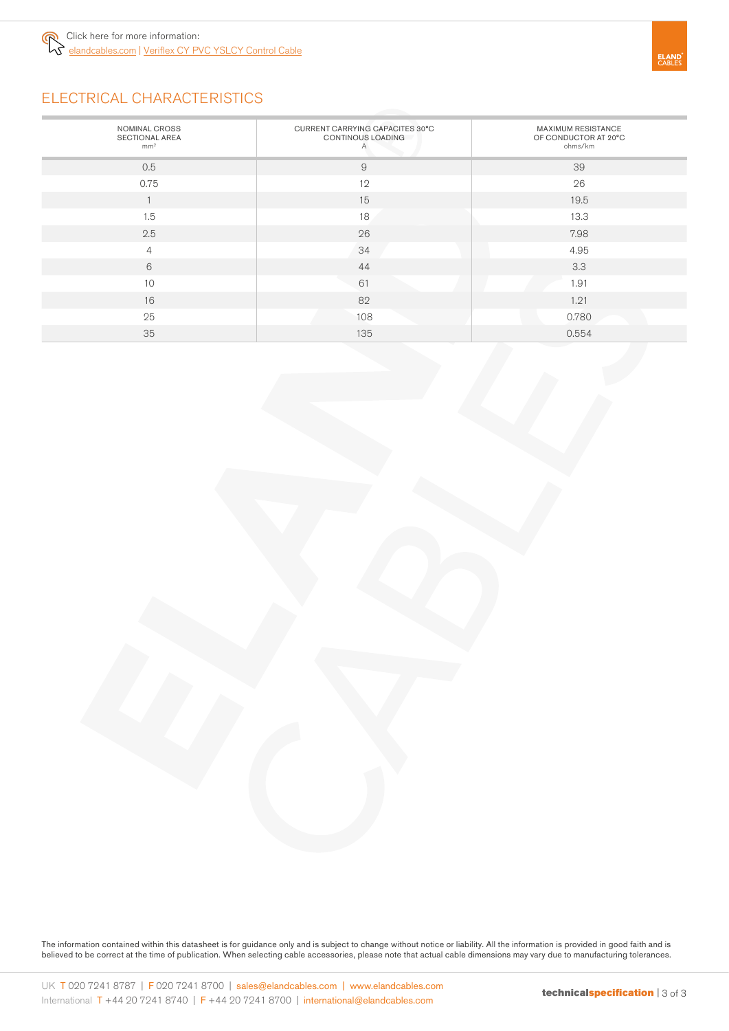Click here for more information:
elandcables.com | Veriflex CY PVC YSLCY Control Cable

## ELECTRICAL CHARACTERISTICS

| NOMINAL CROSS SECTIONAL AREA $mm^2$ | CURRENT CARRYING CAPACITES 30°C CONTINOUS LOADING A | MAXIMUM RESISTANCE OF CONDUCTOR AT 20°C ohms/km |
|---|---|---|
| 0.5 | 9 | 39 |
| 0.75 | 12 | 26 |
| 1 | 15 | 19.5 |
| 1.5 | 18 | 13.3 |
| 2.5 | 26 | 7.98 |
| 4 | 34 | 4.95 |
| 6 | 44 | 3.3 |
| 10 | 61 | 1.91 |
| 16 | 82 | 1.21 |
| 25 | 108 | 0.780 |
| 35 | 135 | 0.554 |

The information contained within this datasheet is for guidance only and is subject to change without notice or liability. All the information is provided in good faith and is believed to be correct at the time of publication. When selecting cable accessories, please note that actual cable dimensions may vary due to manufacturing tolerances.

UK T 020 7241 8787 | F 020 7241 8700 | sales@elandcables.com | www.elandcables.com
International T +44 20 7241 8740 | F +44 20 7241 8700 | international@elandcables.com